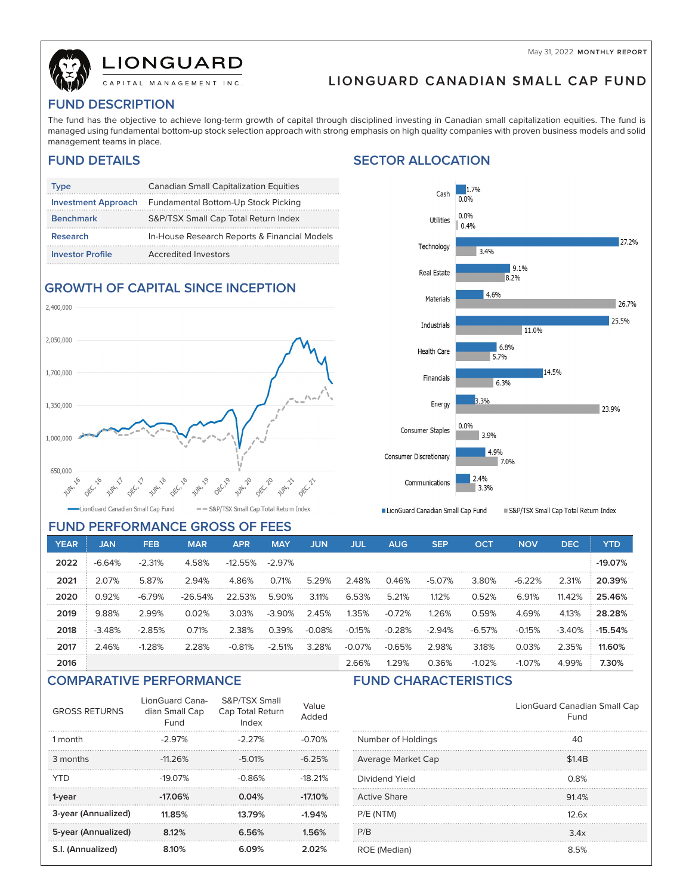May 31, 2022 **MONTHLY REPORT**

LIONGUARD CAPITAL MANAGEMENT INC.

# LIONGUARD CANADIAN SMALL CAP FUND

## FUND DESCRIPTION

The fund has the objective to achieve long-term growth of capital through disciplined investing in Canadian small capitalization equities. The fund is managed using fundamental bottom-up stock selection approach with strong emphasis on high quality companies with proven business models and solid management teams in place.

## FUND DETAILS

| | |
|---|---|
| Type | Canadian Small Capitalization Equities |
| Investment Approach | Fundamental Bottom-Up Stock Picking |
| Benchmark | S&P/TSX Small Cap Total Return Index |
| Research | In-House Research Reports & Financial Models |
| Investor Profile | Accredited Investors |

## GROWTH OF CAPITAL SINCE INCEPTION

LionGuard Canadian Small Cap Fund — S&P/TSX Small Cap Total Return Index

## SECTOR ALLOCATION

| Sector | LionGuard Canadian Small Cap Fund | S&P/TSX Small Cap Total Return Index |
|---|---|---|
| Cash | 1.7% | 0.0% |
| Utilities | 0.0% | 0.4% |
| Technology | 27.2% | 3.4% |
| Real Estate | 9.1% | 8.2% |
| Materials | 4.6% | 26.7% |
| Industrials | 25.5% | 11.0% |
| Health Care | 6.8% | 5.7% |
| Financials | 14.5% | 6.3% |
| Energy | 3.3% | 23.9% |
| Consumer Staples | 0.0% | 3.9% |
| Consumer Discretionary | 4.9% | 7.0% |
| Communications | 2.4% | 3.3% |

## FUND PERFORMANCE GROSS OF FEES

| YEAR | JAN | FEB | MAR | APR | MAY | JUN | JUL | AUG | SEP | OCT | NOV | DEC | YTD |
|---|---|---|---|---|---|---|---|---|---|---|---|---|---|
| 2022 | -6.64% | -2.31% | 4.58% | -12.55% | -2.97% | | | | | | | | -19.07% |
| 2021 | 2.07% | 5.87% | 2.94% | 4.86% | 0.71% | 5.29% | 2.48% | 0.46% | -5.07% | 3.80% | -6.22% | 2.31% | 20.39% |
| 2020 | 0.92% | -6.79% | -26.54% | 22.53% | 5.90% | 3.11% | 6.53% | 5.21% | 1.12% | 0.52% | 6.91% | 11.42% | 25.46% |
| 2019 | 9.88% | 2.99% | 0.02% | 3.03% | -3.90% | 2.45% | 1.35% | -0.72% | 1.26% | 0.59% | 4.69% | 4.13% | 28.28% |
| 2018 | -3.48% | -2.85% | 0.71% | 2.38% | 0.39% | -0.08% | -0.15% | -0.28% | -2.94% | -6.57% | -0.15% | -3.40% | -15.54% |
| 2017 | 2.46% | -1.28% | 2.28% | -0.81% | -2.51% | 3.28% | -0.07% | -0.65% | 2.98% | 3.18% | 0.03% | 2.35% | 11.60% |
| 2016 | | | | | | | 2.66% | 1.29% | 0.36% | -1.02% | -1.07% | 4.99% | 7.30% |

## COMPARATIVE PERFORMANCE

| GROSS RETURNS | LionGuard Canadian Small Cap Fund | S&P/TSX Small Cap Total Return Index | Value Added |
|---|---|---|---|
| 1 month | -2.97% | -2.27% | -0.70% |
| 3 months | -11.26% | -5.01% | -6.25% |
| YTD | -19.07% | -0.86% | -18.21% |
| **1-year** | **-17.06%** | **0.04%** | **-17.10%** |
| **3-year (Annualized)** | **11.85%** | **13.79%** | **-1.94%** |
| **5-year (Annualized)** | **8.12%** | **6.56%** | **1.56%** |
| **S.I. (Annualized)** | **8.10%** | **6.09%** | **2.02%** |

## FUND CHARACTERISTICS

| | LionGuard Canadian Small Cap Fund |
|---|---|
| Number of Holdings | 40 |
| Average Market Cap | $1.4B |
| Dividend Yield | 0.8% |
| Active Share | 91.4% |
| P/E (NTM) | 12.6x |
| P/B | 3.4x |
| ROE (Median) | 8.5% |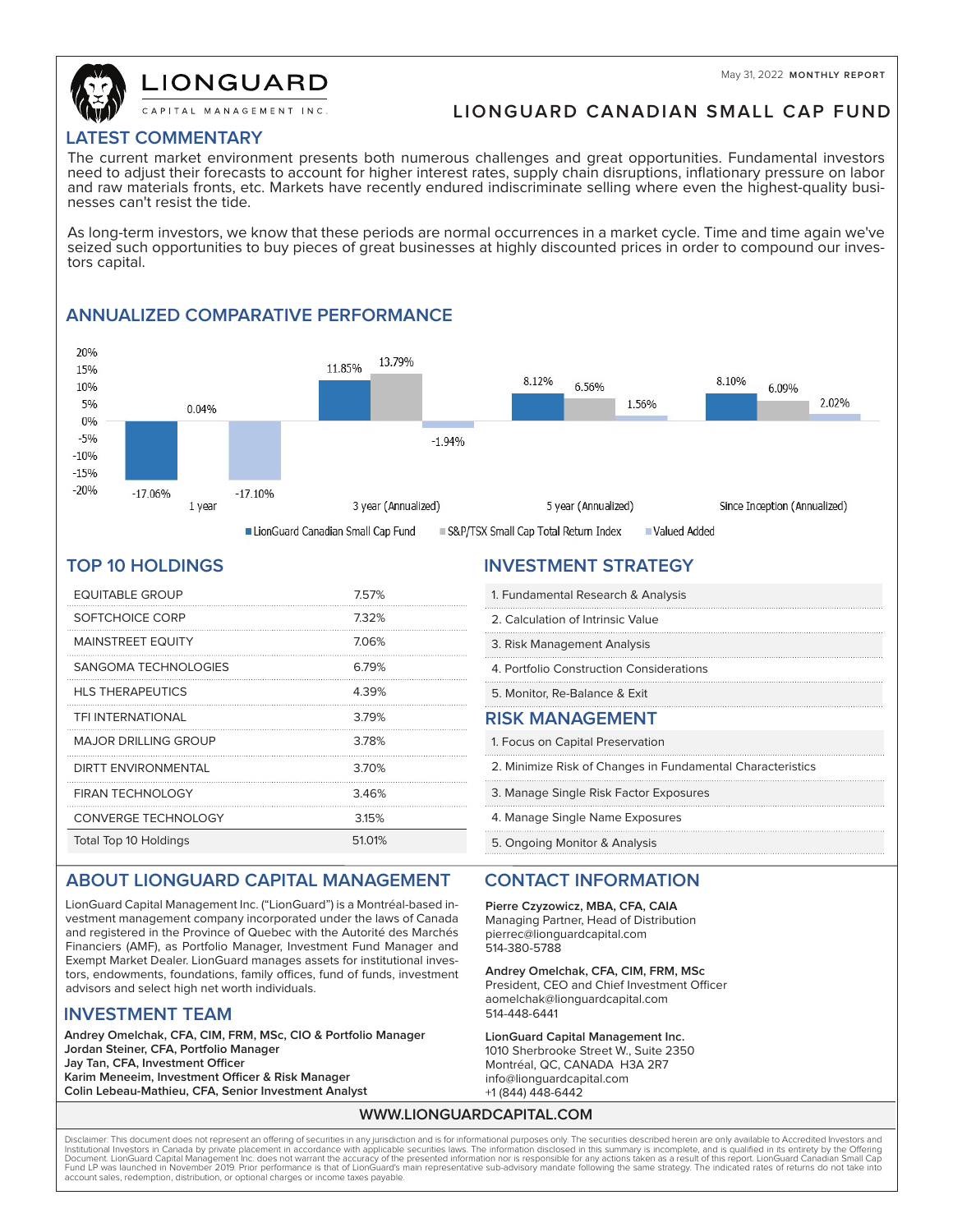May 31, 2022 **MONTHLY REPORT**

LIONGUARD CAPITAL MANAGEMENT INC.

# LIONGUARD CANADIAN SMALL CAP FUND

## LATEST COMMENTARY

The current market environment presents both numerous challenges and great opportunities. Fundamental investors need to adjust their forecasts to account for higher interest rates, supply chain disruptions, inflationary pressure on labor and raw materials fronts, etc. Markets have recently endured indiscriminate selling where even the highest-quality businesses can't resist the tide.

As long-term investors, we know that these periods are normal occurrences in a market cycle. Time and time again we've seized such opportunities to buy pieces of great businesses at highly discounted prices in order to compound our investors capital.

## ANNUALIZED COMPARATIVE PERFORMANCE

20%
15%
10%
5%
0%
-5%
-10%
-15%
-20%

1 year: -17.06%, 0.04%, -17.10%
3 year (Annualized): 11.85%, 13.79%, -1.94%
5 year (Annualized): 8.12%, 6.56%, 1.56%
Since Inception (Annualized): 8.10%, 6.09%, 2.02%

LionGuard Canadian Small Cap Fund
S&P/TSX Small Cap Total Return Index
Valued Added

## TOP 10 HOLDINGS

| | |
|---|---|
| EQUITABLE GROUP | 7.57% |
| SOFTCHOICE CORP | 7.32% |
| MAINSTREET EQUITY | 7.06% |
| SANGOMA TECHNOLOGIES | 6.79% |
| HLS THERAPEUTICS | 4.39% |
| TFI INTERNATIONAL | 3.79% |
| MAJOR DRILLING GROUP | 3.78% |
| DIRTT ENVIRONMENTAL | 3.70% |
| FIRAN TECHNOLOGY | 3.46% |
| CONVERGE TECHNOLOGY | 3.15% |
| Total Top 10 Holdings | 51.01% |

## INVESTMENT STRATEGY

1. Fundamental Research & Analysis
2. Calculation of Intrinsic Value
3. Risk Management Analysis
4. Portfolio Construction Considerations
5. Monitor, Re-Balance & Exit

## RISK MANAGEMENT

1. Focus on Capital Preservation
2. Minimize Risk of Changes in Fundamental Characteristics
3. Manage Single Risk Factor Exposures
4. Manage Single Name Exposures
5. Ongoing Monitor & Analysis

## ABOUT LIONGUARD CAPITAL MANAGEMENT

LionGuard Capital Management Inc. ("LionGuard") is a Montréal-based investment management company incorporated under the laws of Canada and registered in the Province of Quebec with the Autorité des Marchés Financiers (AMF), as Portfolio Manager, Investment Fund Manager and Exempt Market Dealer. LionGuard manages assets for institutional investors, endowments, foundations, family offices, fund of funds, investment advisors and select high net worth individuals.

## INVESTMENT TEAM

**Andrey Omelchak, CFA, CIM, FRM, MSc, CIO & Portfolio Manager**
**Jordan Steiner, CFA, Portfolio Manager**
**Jay Tan, CFA, Investment Officer**
**Karim Meneeim, Investment Officer & Risk Manager**
**Colin Lebeau-Mathieu, CFA, Senior Investment Analyst**

## CONTACT INFORMATION

**Pierre Czyzowicz, MBA, CFA, CAIA**
Managing Partner, Head of Distribution
pierrec@lionguardcapital.com
514-380-5788

**Andrey Omelchak, CFA, CIM, FRM, MSc**
President, CEO and Chief Investment Officer
aomelchak@lionguardcapital.com
514-448-6441

**LionGuard Capital Management Inc.**
1010 Sherbrooke Street W., Suite 2350
Montréal, QC, CANADA H3A 2R7
info@lionguardcapital.com
+1 (844) 448-6442

**WWW.LIONGUARDCAPITAL.COM**

Disclaimer: This document does not represent an offering of securities in any jurisdiction and is for informational purposes only. The securities described herein are only available to Accredited Investors and Institutional Investors in Canada by private placement in accordance with applicable securities laws. The information disclosed in this summary is incomplete, and is qualified in its entirety by the Offering Document. LionGuard Capital Management Inc. does not warrant the accuracy of the presented information nor is responsible for any actions taken as a result of this report. LionGuard Canadian Small Cap Fund LP was launched in November 2019. Prior performance is that of LionGuard's main representative sub-advisory mandate following the same strategy. The indicated rates of returns do not take into account sales, redemption, distribution, or optional charges or income taxes payable.